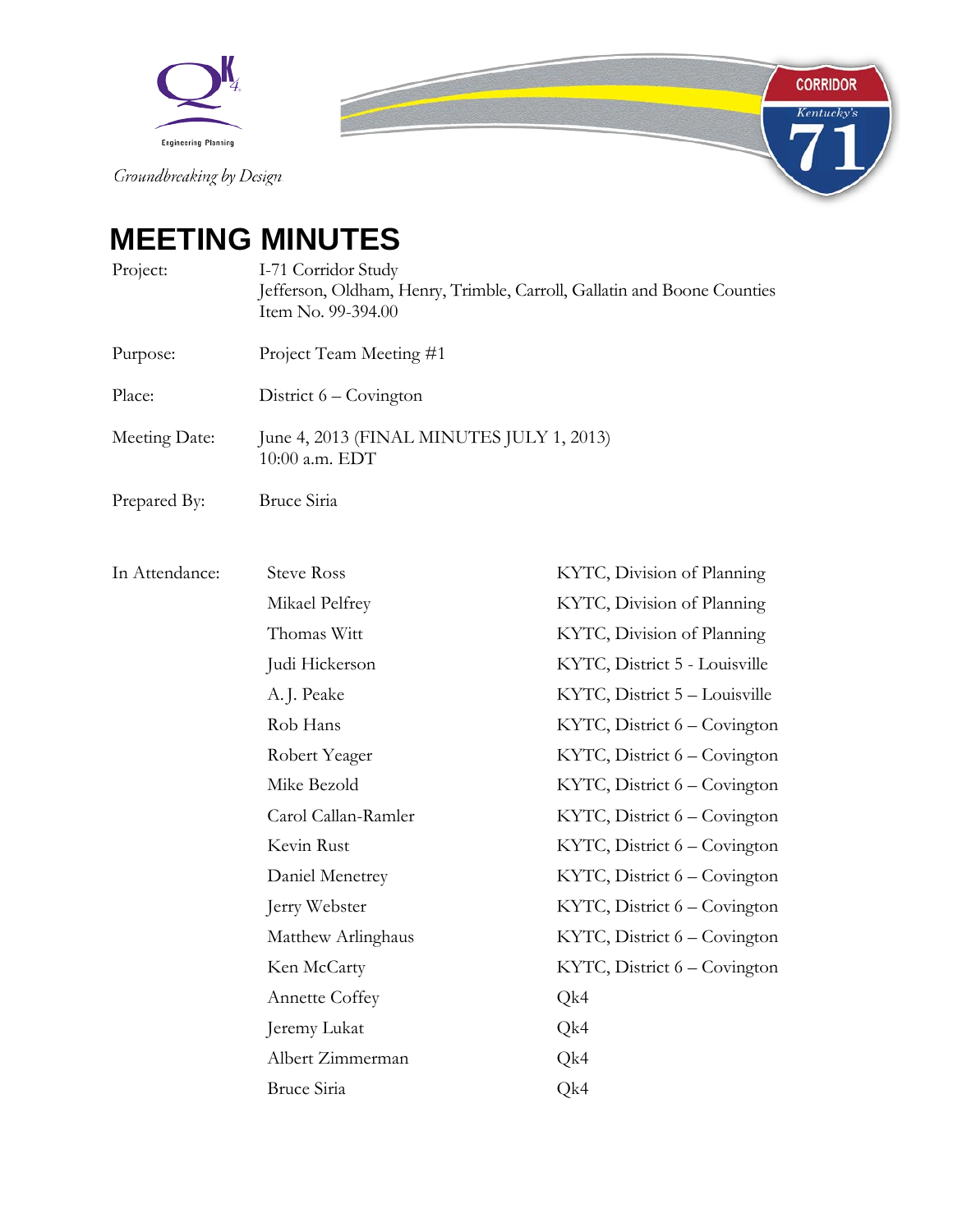Groundbreaking by Design

# MEETING MINUTES

| | |
|---|---|
| Project: | I-71 Corridor Study<br>Jefferson, Oldham, Henry, Trimble, Carroll, Gallatin and Boone Counties<br>Item No. 99-394.00 |
| Purpose: | Project Team Meeting #1 |
| Place: | District 6 – Covington |
| Meeting Date: | June 4, 2013 (FINAL MINUTES JULY 1, 2013)<br>10:00 a.m. EDT |
| Prepared By: | Bruce Siria |

In Attendance:

| Name | Organization |
|---|---|
| Steve Ross | KYTC, Division of Planning |
| Mikael Pelfrey | KYTC, Division of Planning |
| Thomas Witt | KYTC, Division of Planning |
| Judi Hickerson | KYTC, District 5 - Louisville |
| A. J. Peake | KYTC, District 5 – Louisville |
| Rob Hans | KYTC, District 6 – Covington |
| Robert Yeager | KYTC, District 6 – Covington |
| Mike Bezold | KYTC, District 6 – Covington |
| Carol Callan-Ramler | KYTC, District 6 – Covington |
| Kevin Rust | KYTC, District 6 – Covington |
| Daniel Menetrey | KYTC, District 6 – Covington |
| Jerry Webster | KYTC, District 6 – Covington |
| Matthew Arlinghaus | KYTC, District 6 – Covington |
| Ken McCarty | KYTC, District 6 – Covington |
| Annette Coffey | Qk4 |
| Jeremy Lukat | Qk4 |
| Albert Zimmerman | Qk4 |
| Bruce Siria | Qk4 |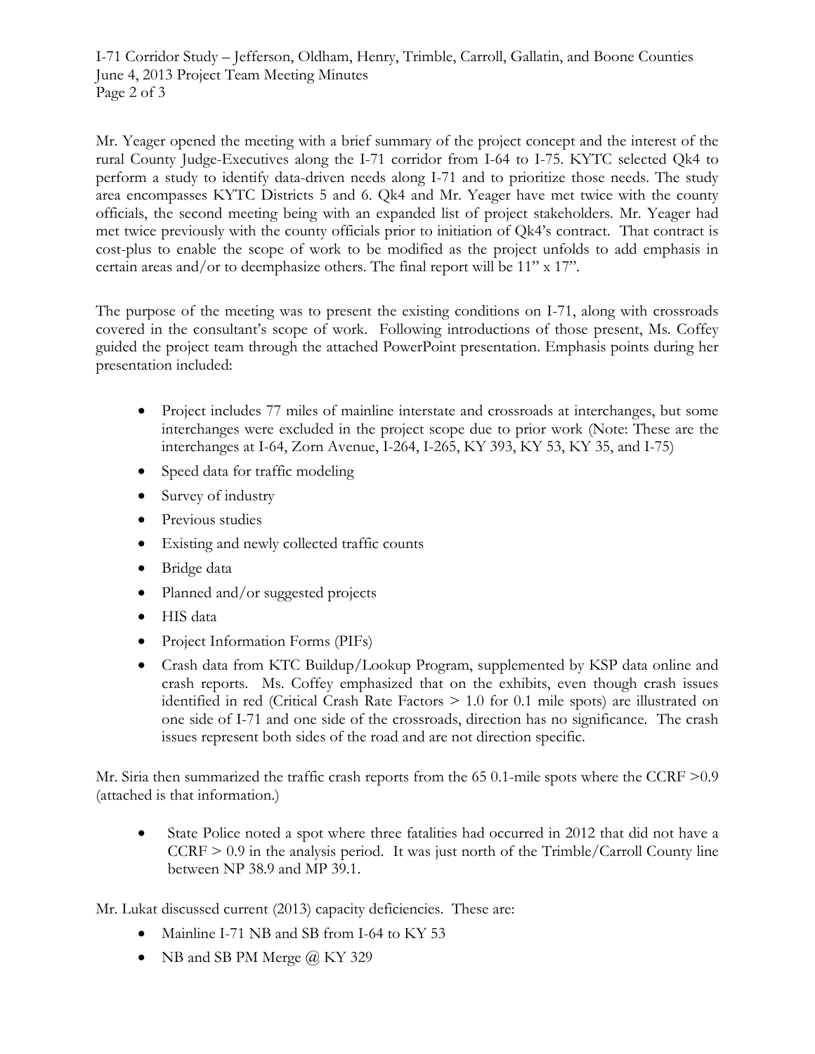Mr. Yeager opened the meeting with a brief summary of the project concept and the interest of the rural County Judge-Executives along the I-71 corridor from I-64 to I-75. KYTC selected Qk4 to perform a study to identify data-driven needs along I-71 and to prioritize those needs. The study area encompasses KYTC Districts 5 and 6. Qk4 and Mr. Yeager have met twice with the county officials, the second meeting being with an expanded list of project stakeholders. Mr. Yeager had met twice previously with the county officials prior to initiation of Qk4's contract. That contract is cost-plus to enable the scope of work to be modified as the project unfolds to add emphasis in certain areas and/or to deemphasize others. The final report will be 11" x 17".

The purpose of the meeting was to present the existing conditions on I-71, along with crossroads covered in the consultant's scope of work. Following introductions of those present, Ms. Coffey guided the project team through the attached PowerPoint presentation. Emphasis points during her presentation included:

- Project includes 77 miles of mainline interstate and crossroads at interchanges, but some interchanges were excluded in the project scope due to prior work (Note: These are the interchanges at I-64, Zorn Avenue, I-264, I-265, KY 393, KY 53, KY 35, and I-75)
- Speed data for traffic modeling
- Survey of industry
- Previous studies
- Existing and newly collected traffic counts
- Bridge data
- Planned and/or suggested projects
- HIS data
- Project Information Forms (PIFs)
- Crash data from KTC Buildup/Lookup Program, supplemented by KSP data online and crash reports. Ms. Coffey emphasized that on the exhibits, even though crash issues identified in red (Critical Crash Rate Factors > 1.0 for 0.1 mile spots) are illustrated on one side of I-71 and one side of the crossroads, direction has no significance. The crash issues represent both sides of the road and are not direction specific.

Mr. Siria then summarized the traffic crash reports from the 65 0.1-mile spots where the CCRF >0.9 (attached is that information.)

- State Police noted a spot where three fatalities had occurred in 2012 that did not have a CCRF > 0.9 in the analysis period. It was just north of the Trimble/Carroll County line between NP 38.9 and MP 39.1.

Mr. Lukat discussed current (2013) capacity deficiencies. These are:

- Mainline I-71 NB and SB from I-64 to KY 53
- NB and SB PM Merge @ KY 329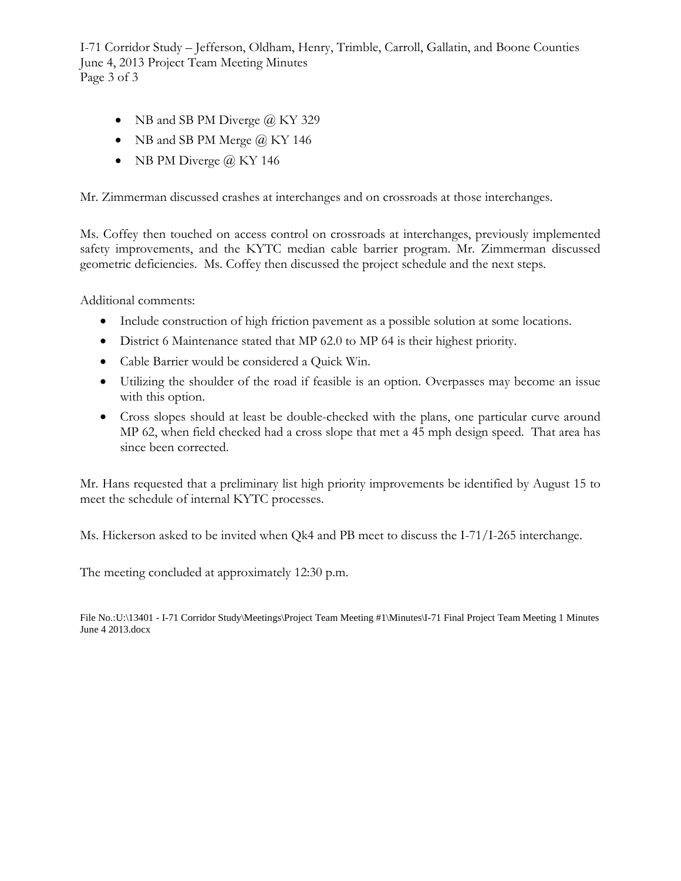- NB and SB PM Diverge @ KY 329
- NB and SB PM Merge @ KY 146
- NB PM Diverge @ KY 146

Mr. Zimmerman discussed crashes at interchanges and on crossroads at those interchanges.

Ms. Coffey then touched on access control on crossroads at interchanges, previously implemented safety improvements, and the KYTC median cable barrier program. Mr. Zimmerman discussed geometric deficiencies. Ms. Coffey then discussed the project schedule and the next steps.

Additional comments:

- Include construction of high friction pavement as a possible solution at some locations.
- District 6 Maintenance stated that MP 62.0 to MP 64 is their highest priority.
- Cable Barrier would be considered a Quick Win.
- Utilizing the shoulder of the road if feasible is an option. Overpasses may become an issue with this option.
- Cross slopes should at least be double-checked with the plans, one particular curve around MP 62, when field checked had a cross slope that met a 45 mph design speed. That area has since been corrected.

Mr. Hans requested that a preliminary list high priority improvements be identified by August 15 to meet the schedule of internal KYTC processes.

Ms. Hickerson asked to be invited when Qk4 and PB meet to discuss the I-71/I-265 interchange.

The meeting concluded at approximately 12:30 p.m.

File No.:U:\13401 - I-71 Corridor Study\Meetings\Project Team Meeting #1\Minutes\I-71 Final Project Team Meeting 1 Minutes June 4 2013.docx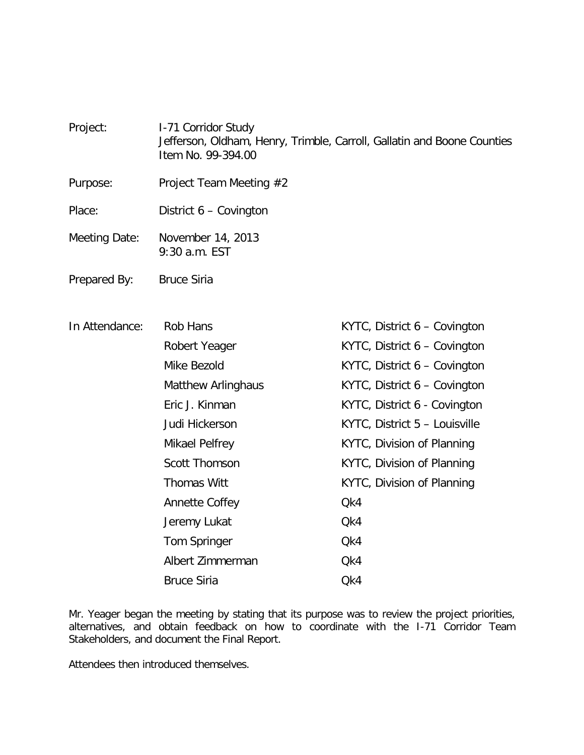| | |
|---|---|
| Project: | I-71 Corridor Study<br>Jefferson, Oldham, Henry, Trimble, Carroll, Gallatin and Boone Counties<br>Item No. 99-394.00 |
| Purpose: | Project Team Meeting #2 |
| Place: | District 6 – Covington |
| Meeting Date: | November 14, 2013<br>9:30 a.m. EST |
| Prepared By: | Bruce Siria |

| In Attendance: | | |
|---|---|---|
| | Rob Hans | KYTC, District 6 – Covington |
| | Robert Yeager | KYTC, District 6 – Covington |
| | Mike Bezold | KYTC, District 6 – Covington |
| | Matthew Arlinghaus | KYTC, District 6 – Covington |
| | Eric J. Kinman | KYTC, District 6 - Covington |
| | Judi Hickerson | KYTC, District 5 – Louisville |
| | Mikael Pelfrey | KYTC, Division of Planning |
| | Scott Thomson | KYTC, Division of Planning |
| | Thomas Witt | KYTC, Division of Planning |
| | Annette Coffey | Qk4 |
| | Jeremy Lukat | Qk4 |
| | Tom Springer | Qk4 |
| | Albert Zimmerman | Qk4 |
| | Bruce Siria | Qk4 |

Mr. Yeager began the meeting by stating that its purpose was to review the project priorities, alternatives, and obtain feedback on how to coordinate with the I-71 Corridor Team Stakeholders, and document the Final Report.

Attendees then introduced themselves.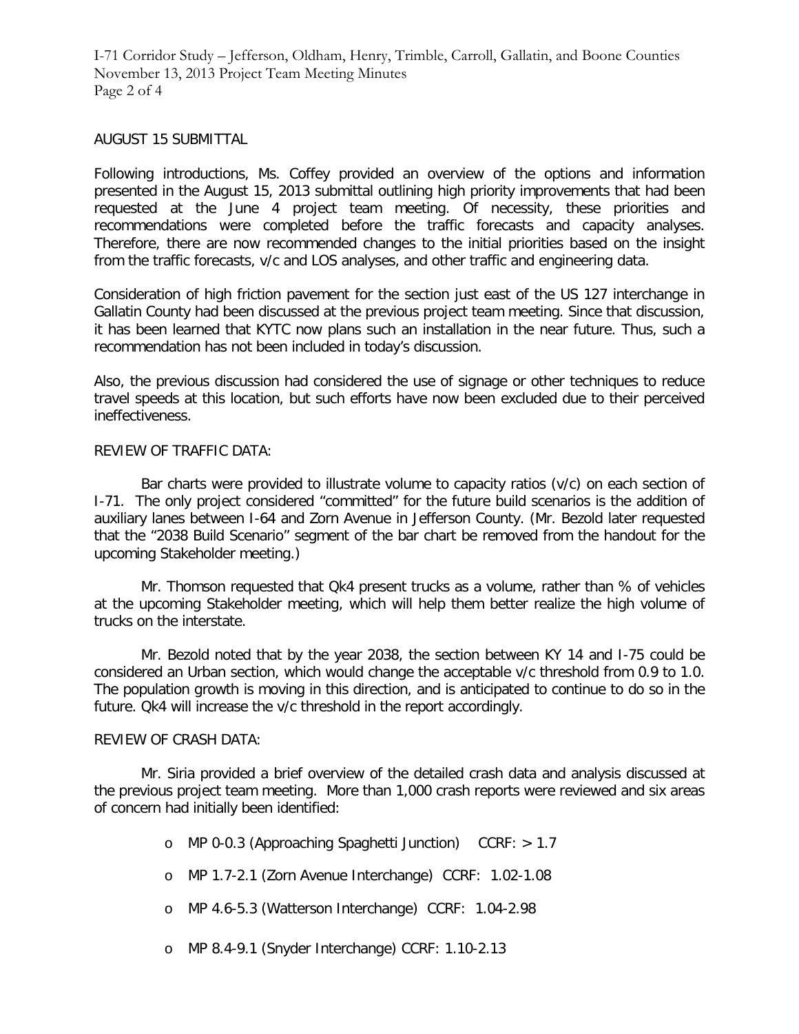AUGUST 15 SUBMITTAL

Following introductions, Ms. Coffey provided an overview of the options and information presented in the August 15, 2013 submittal outlining high priority improvements that had been requested at the June 4 project team meeting. Of necessity, these priorities and recommendations were completed before the traffic forecasts and capacity analyses. Therefore, there are now recommended changes to the initial priorities based on the insight from the traffic forecasts, v/c and LOS analyses, and other traffic and engineering data.

Consideration of high friction pavement for the section just east of the US 127 interchange in Gallatin County had been discussed at the previous project team meeting. Since that discussion, it has been learned that KYTC now plans such an installation in the near future. Thus, such a recommendation has not been included in today's discussion.

Also, the previous discussion had considered the use of signage or other techniques to reduce travel speeds at this location, but such efforts have now been excluded due to their perceived ineffectiveness.

REVIEW OF TRAFFIC DATA:

Bar charts were provided to illustrate volume to capacity ratios (v/c) on each section of I-71. The only project considered "committed" for the future build scenarios is the addition of auxiliary lanes between I-64 and Zorn Avenue in Jefferson County. (Mr. Bezold later requested that the "2038 Build Scenario" segment of the bar chart be removed from the handout for the upcoming Stakeholder meeting.)

Mr. Thomson requested that Qk4 present trucks as a volume, rather than % of vehicles at the upcoming Stakeholder meeting, which will help them better realize the high volume of trucks on the interstate.

Mr. Bezold noted that by the year 2038, the section between KY 14 and I-75 could be considered an Urban section, which would change the acceptable v/c threshold from 0.9 to 1.0. The population growth is moving in this direction, and is anticipated to continue to do so in the future. Qk4 will increase the v/c threshold in the report accordingly.

REVIEW OF CRASH DATA:

Mr. Siria provided a brief overview of the detailed crash data and analysis discussed at the previous project team meeting. More than 1,000 crash reports were reviewed and six areas of concern had initially been identified:

- MP 0-0.3 (Approaching Spaghetti Junction) CCRF: > 1.7
- MP 1.7-2.1 (Zorn Avenue Interchange) CCRF: 1.02-1.08
- MP 4.6-5.3 (Watterson Interchange) CCRF: 1.04-2.98
- MP 8.4-9.1 (Snyder Interchange) CCRF: 1.10-2.13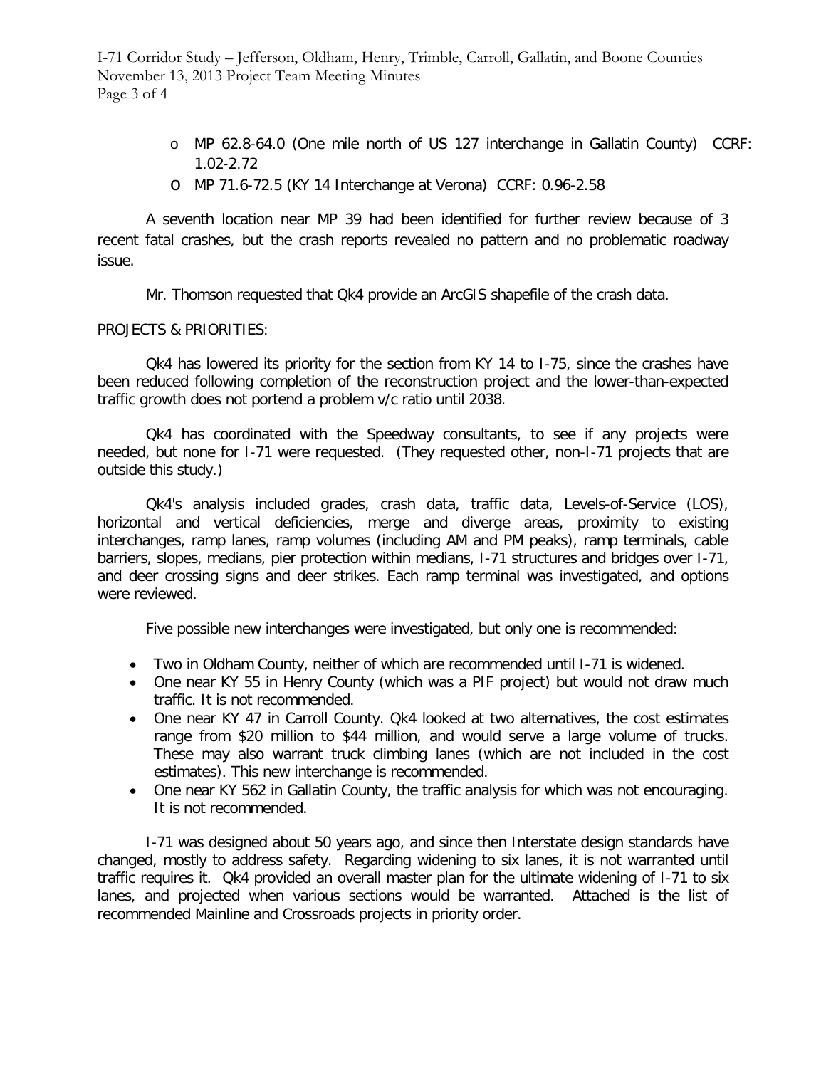- MP 62.8-64.0 (One mile north of US 127 interchange in Gallatin County) CCRF: 1.02-2.72
- MP 71.6-72.5 (KY 14 Interchange at Verona) CCRF: 0.96-2.58

A seventh location near MP 39 had been identified for further review because of 3 recent fatal crashes, but the crash reports revealed no pattern and no problematic roadway issue.

Mr. Thomson requested that Qk4 provide an ArcGIS shapefile of the crash data.

PROJECTS & PRIORITIES:

Qk4 has lowered its priority for the section from KY 14 to I-75, since the crashes have been reduced following completion of the reconstruction project and the lower-than-expected traffic growth does not portend a problem v/c ratio until 2038.

Qk4 has coordinated with the Speedway consultants, to see if any projects were needed, but none for I-71 were requested. (They requested other, non-I-71 projects that are outside this study.)

Qk4's analysis included grades, crash data, traffic data, Levels-of-Service (LOS), horizontal and vertical deficiencies, merge and diverge areas, proximity to existing interchanges, ramp lanes, ramp volumes (including AM and PM peaks), ramp terminals, cable barriers, slopes, medians, pier protection within medians, I-71 structures and bridges over I-71, and deer crossing signs and deer strikes. Each ramp terminal was investigated, and options were reviewed.

Five possible new interchanges were investigated, but only one is recommended:

- Two in Oldham County, neither of which are recommended until I-71 is widened.
- One near KY 55 in Henry County (which was a PIF project) but would not draw much traffic. It is not recommended.
- One near KY 47 in Carroll County. Qk4 looked at two alternatives, the cost estimates range from $20 million to $44 million, and would serve a large volume of trucks. These may also warrant truck climbing lanes (which are not included in the cost estimates). This new interchange is recommended.
- One near KY 562 in Gallatin County, the traffic analysis for which was not encouraging. It is not recommended.

I-71 was designed about 50 years ago, and since then Interstate design standards have changed, mostly to address safety. Regarding widening to six lanes, it is not warranted until traffic requires it. Qk4 provided an overall master plan for the ultimate widening of I-71 to six lanes, and projected when various sections would be warranted. Attached is the list of recommended Mainline and Crossroads projects in priority order.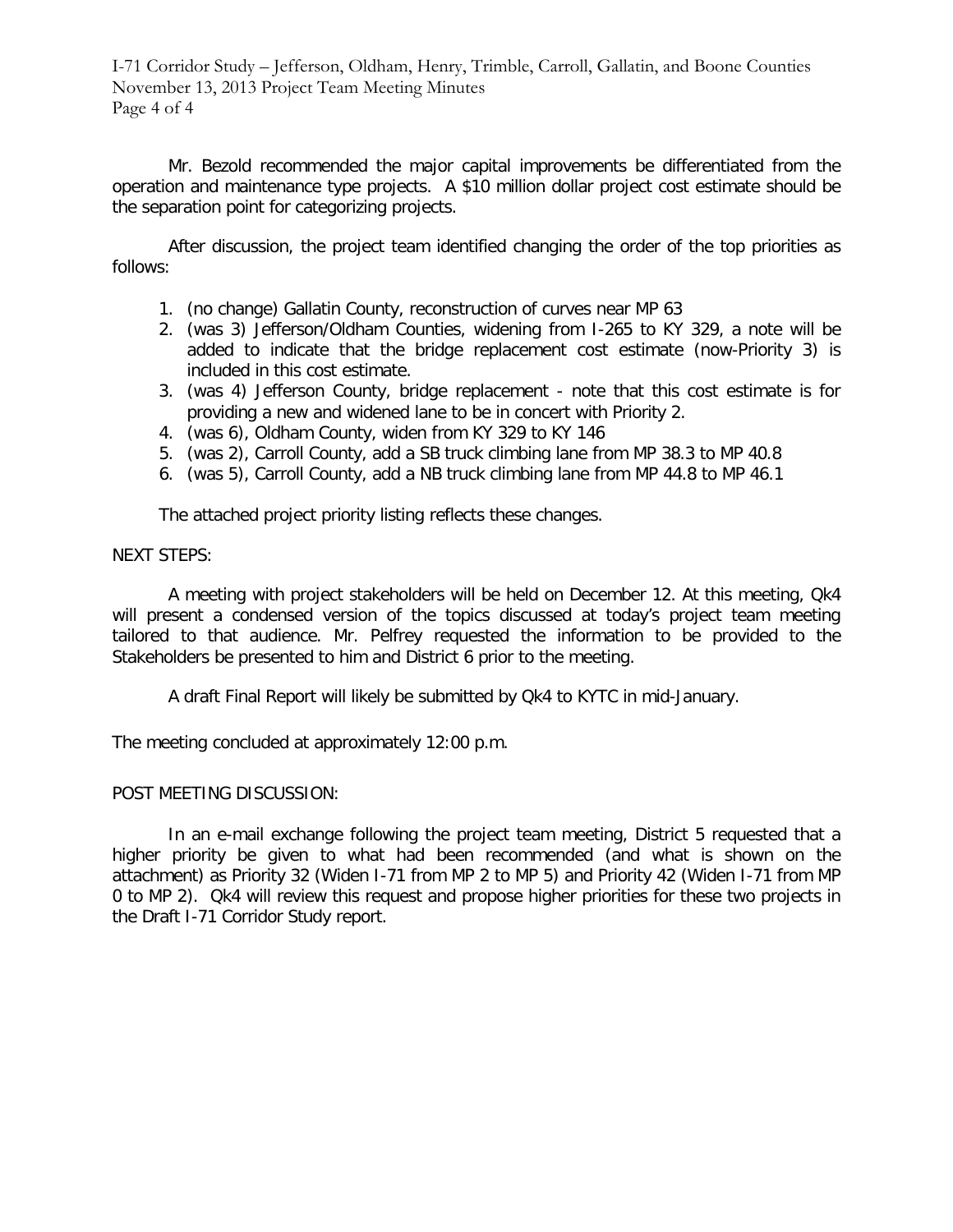Mr. Bezold recommended the major capital improvements be differentiated from the operation and maintenance type projects. A $10 million dollar project cost estimate should be the separation point for categorizing projects.

After discussion, the project team identified changing the order of the top priorities as follows:

1. (no change) Gallatin County, reconstruction of curves near MP 63
2. (was 3) Jefferson/Oldham Counties, widening from I-265 to KY 329, a note will be added to indicate that the bridge replacement cost estimate (now-Priority 3) is included in this cost estimate.
3. (was 4) Jefferson County, bridge replacement - note that this cost estimate is for providing a new and widened lane to be in concert with Priority 2.
4. (was 6), Oldham County, widen from KY 329 to KY 146
5. (was 2), Carroll County, add a SB truck climbing lane from MP 38.3 to MP 40.8
6. (was 5), Carroll County, add a NB truck climbing lane from MP 44.8 to MP 46.1

The attached project priority listing reflects these changes.

NEXT STEPS:

A meeting with project stakeholders will be held on December 12. At this meeting, Qk4 will present a condensed version of the topics discussed at today's project team meeting tailored to that audience. Mr. Pelfrey requested the information to be provided to the Stakeholders be presented to him and District 6 prior to the meeting.

A draft Final Report will likely be submitted by Qk4 to KYTC in mid-January.

The meeting concluded at approximately 12:00 p.m.

POST MEETING DISCUSSION:

In an e-mail exchange following the project team meeting, District 5 requested that a higher priority be given to what had been recommended (and what is shown on the attachment) as Priority 32 (Widen I-71 from MP 2 to MP 5) and Priority 42 (Widen I-71 from MP 0 to MP 2). Qk4 will review this request and propose higher priorities for these two projects in the Draft I-71 Corridor Study report.